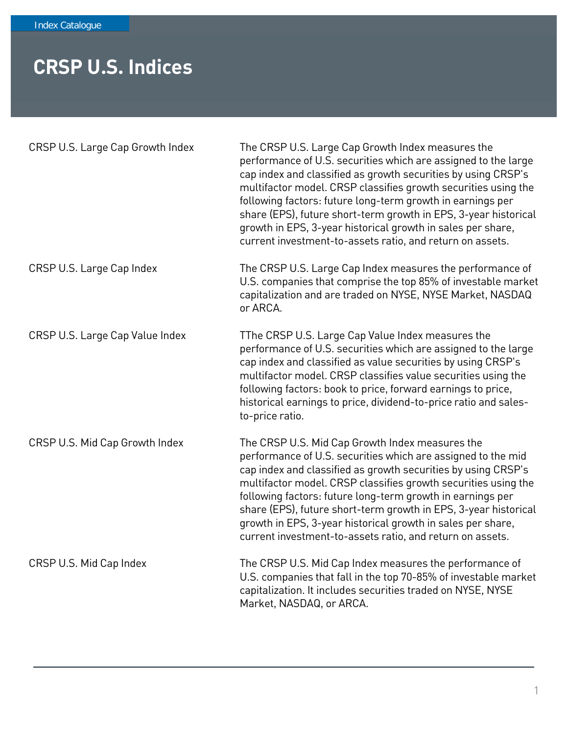Index Catalogue

# CRSP U.S. Indices

| | |
|---|---|
| CRSP U.S. Large Cap Growth Index | The CRSP U.S. Large Cap Growth Index measures the performance of U.S. securities which are assigned to the large cap index and classified as growth securities by using CRSP's multifactor model. CRSP classifies growth securities using the following factors: future long-term growth in earnings per share (EPS), future short-term growth in EPS, 3-year historical growth in EPS, 3-year historical growth in sales per share, current investment-to-assets ratio, and return on assets. |
| CRSP U.S. Large Cap Index | The CRSP U.S. Large Cap Index measures the performance of U.S. companies that comprise the top 85% of investable market capitalization and are traded on NYSE, NYSE Market, NASDAQ or ARCA. |
| CRSP U.S. Large Cap Value Index | TThe CRSP U.S. Large Cap Value Index measures the performance of U.S. securities which are assigned to the large cap index and classified as value securities by using CRSP's multifactor model. CRSP classifies value securities using the following factors: book to price, forward earnings to price, historical earnings to price, dividend-to-price ratio and sales-to-price ratio. |
| CRSP U.S. Mid Cap Growth Index | The CRSP U.S. Mid Cap Growth Index measures the performance of U.S. securities which are assigned to the mid cap index and classified as growth securities by using CRSP's multifactor model. CRSP classifies growth securities using the following factors: future long-term growth in earnings per share (EPS), future short-term growth in EPS, 3-year historical growth in EPS, 3-year historical growth in sales per share, current investment-to-assets ratio, and return on assets. |
| CRSP U.S. Mid Cap Index | The CRSP U.S. Mid Cap Index measures the performance of U.S. companies that fall in the top 70-85% of investable market capitalization. It includes securities traded on NYSE, NYSE Market, NASDAQ, or ARCA. |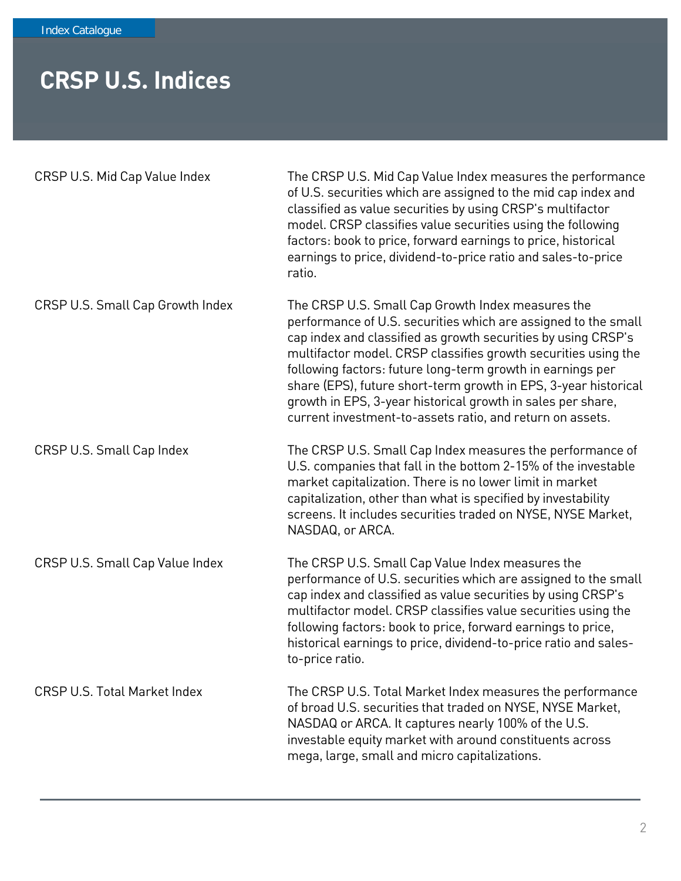Index Catalogue

# CRSP U.S. Indices

| | |
|---|---|
| CRSP U.S. Mid Cap Value Index | The CRSP U.S. Mid Cap Value Index measures the performance of U.S. securities which are assigned to the mid cap index and classified as value securities by using CRSP's multifactor model. CRSP classifies value securities using the following factors: book to price, forward earnings to price, historical earnings to price, dividend-to-price ratio and sales-to-price ratio. |
| CRSP U.S. Small Cap Growth Index | The CRSP U.S. Small Cap Growth Index measures the performance of U.S. securities which are assigned to the small cap index and classified as growth securities by using CRSP's multifactor model. CRSP classifies growth securities using the following factors: future long-term growth in earnings per share (EPS), future short-term growth in EPS, 3-year historical growth in EPS, 3-year historical growth in sales per share, current investment-to-assets ratio, and return on assets. |
| CRSP U.S. Small Cap Index | The CRSP U.S. Small Cap Index measures the performance of U.S. companies that fall in the bottom 2-15% of the investable market capitalization. There is no lower limit in market capitalization, other than what is specified by investability screens. It includes securities traded on NYSE, NYSE Market, NASDAQ, or ARCA. |
| CRSP U.S. Small Cap Value Index | The CRSP U.S. Small Cap Value Index measures the performance of U.S. securities which are assigned to the small cap index and classified as value securities by using CRSP's multifactor model. CRSP classifies value securities using the following factors: book to price, forward earnings to price, historical earnings to price, dividend-to-price ratio and sales-to-price ratio. |
| CRSP U.S. Total Market Index | The CRSP U.S. Total Market Index measures the performance of broad U.S. securities that traded on NYSE, NYSE Market, NASDAQ or ARCA. It captures nearly 100% of the U.S. investable equity market with around constituents across mega, large, small and micro capitalizations. |